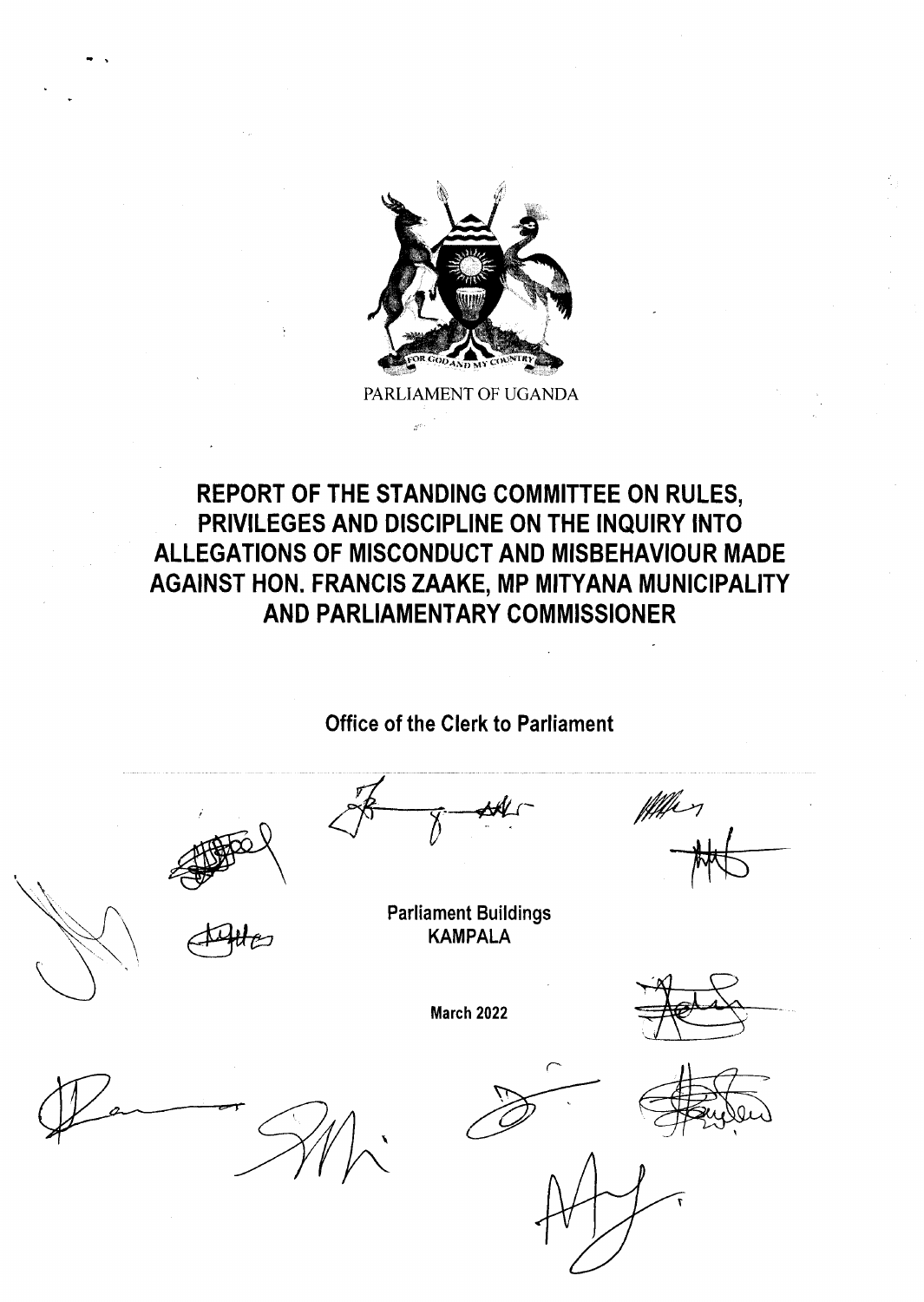PARLIAMENT OF UGANDA

# REPORT OF THE STANDING COMMITTEE ON RULES, PRIVILEGES AND DISCIPLINE ON THE INQUIRY INTO ALLEGATIONS OF MISCONDUCT AND MISBEHAVIOUR MADE AGAINST HON. FRANCIS ZAAKE, MP MITYANA MUNICIPALITY AND PARLIAMENTARY COMMISSIONER

**Office of the Clerk to Parliament**

**Parliament Buildings**
**KAMPALA**

**March 2022**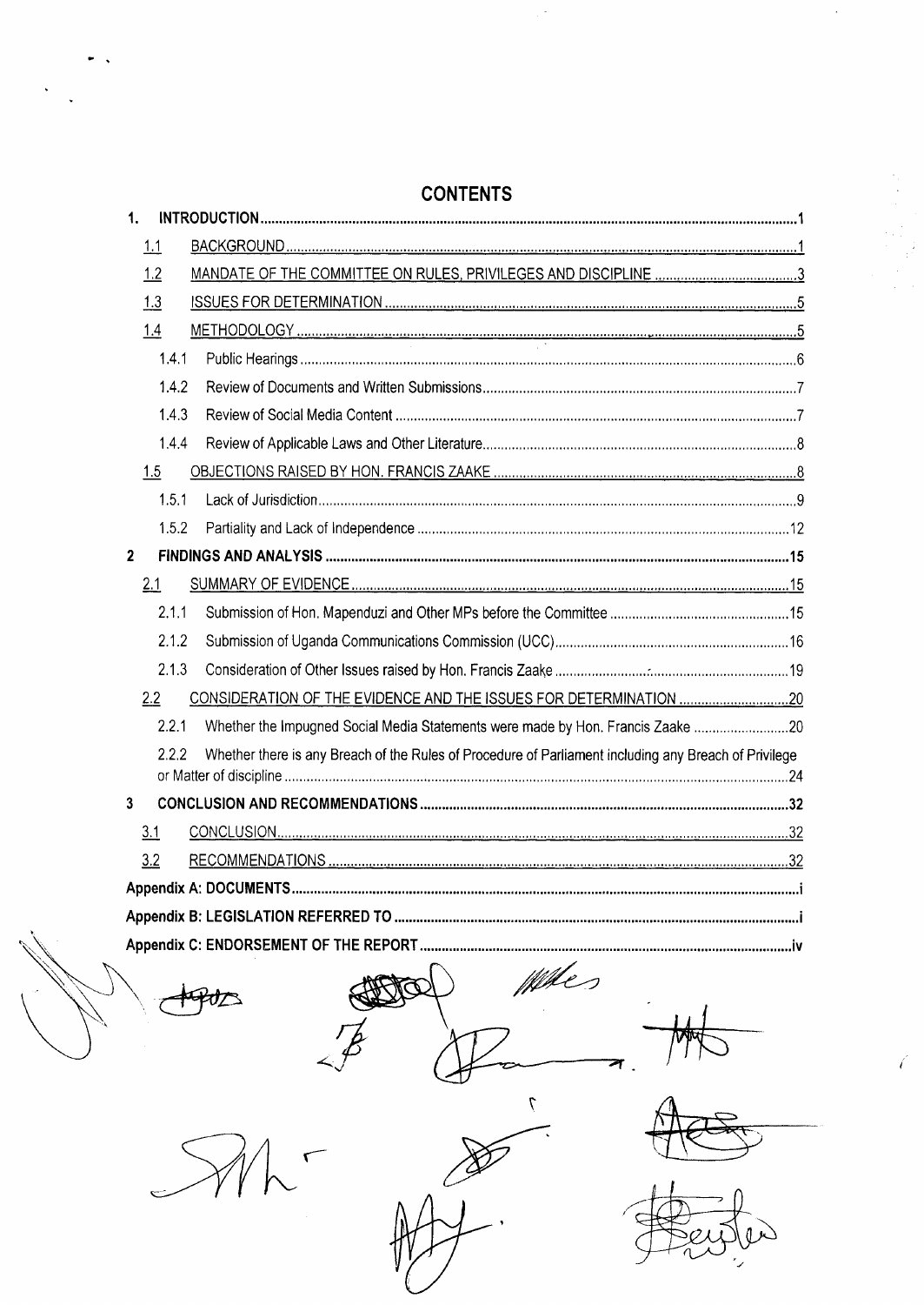# CONTENTS

1. **INTRODUCTION** ..... 1
   - 1.1 BACKGROUND ..... 1
   - 1.2 MANDATE OF THE COMMITTEE ON RULES, PRIVILEGES AND DISCIPLINE ..... 3
   - 1.3 ISSUES FOR DETERMINATION ..... 5
   - 1.4 METHODOLOGY ..... 5
     - 1.4.1 Public Hearings ..... 6
     - 1.4.2 Review of Documents and Written Submissions ..... 7
     - 1.4.3 Review of Social Media Content ..... 7
     - 1.4.4 Review of Applicable Laws and Other Literature ..... 8
   - 1.5 OBJECTIONS RAISED BY HON. FRANCIS ZAAKE ..... 8
     - 1.5.1 Lack of Jurisdiction ..... 9
     - 1.5.2 Partiality and Lack of Independence ..... 12
2. **FINDINGS AND ANALYSIS** ..... 15
   - 2.1 SUMMARY OF EVIDENCE ..... 15
     - 2.1.1 Submission of Hon. Mapenduzi and Other MPs before the Committee ..... 15
     - 2.1.2 Submission of Uganda Communications Commission (UCC) ..... 16
     - 2.1.3 Consideration of Other Issues raised by Hon. Francis Zaake ..... 19
   - 2.2 CONSIDERATION OF THE EVIDENCE AND THE ISSUES FOR DETERMINATION ..... 20
     - 2.2.1 Whether the Impugned Social Media Statements were made by Hon. Francis Zaake ..... 20
     - 2.2.2 Whether there is any Breach of the Rules of Procedure of Parliament including any Breach of Privilege or Matter of discipline ..... 24
3. **CONCLUSION AND RECOMMENDATIONS** ..... 32
   - 3.1 CONCLUSION ..... 32
   - 3.2 RECOMMENDATIONS ..... 32

**Appendix A: DOCUMENTS** ..... i

**Appendix B: LEGISLATION REFERRED TO** ..... i

**Appendix C: ENDORSEMENT OF THE REPORT** ..... iv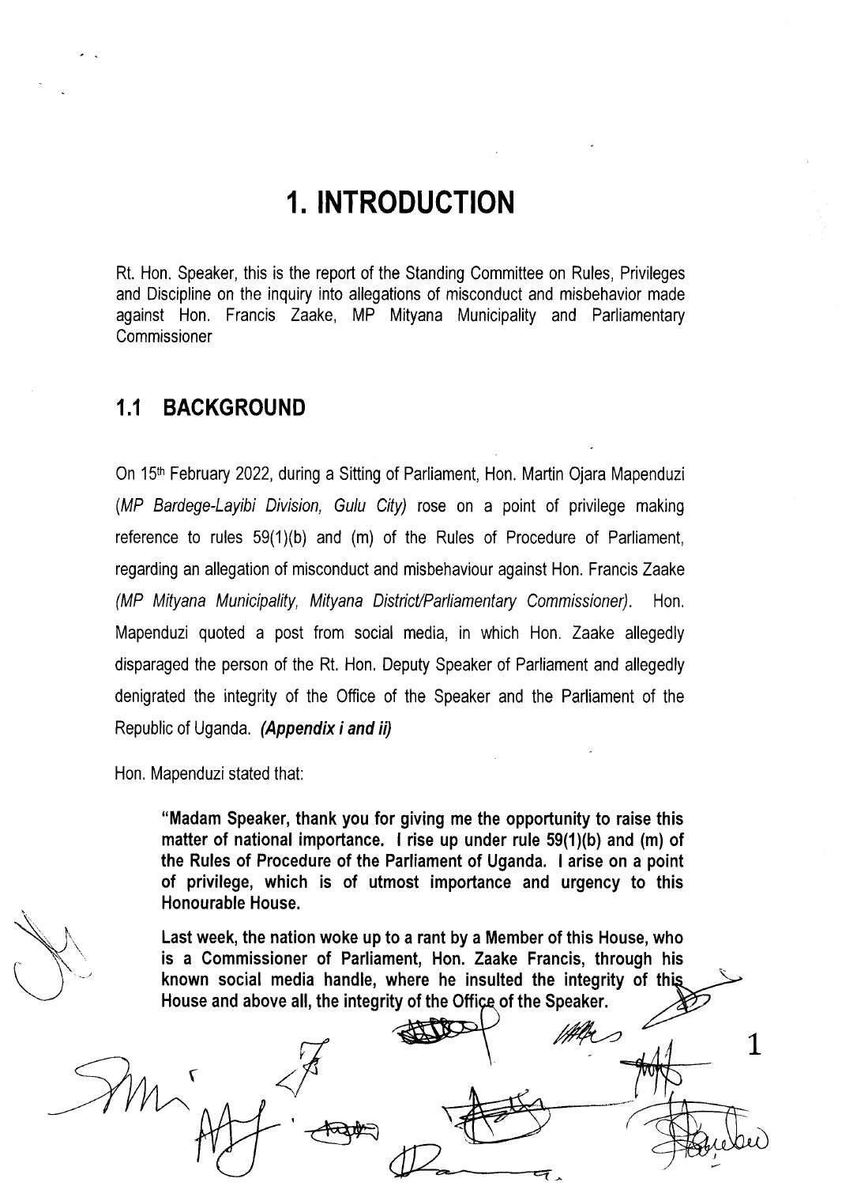# 1. INTRODUCTION

Rt. Hon. Speaker, this is the report of the Standing Committee on Rules, Privileges and Discipline on the inquiry into allegations of misconduct and misbehavior made against Hon. Francis Zaake, MP Mityana Municipality and Parliamentary Commissioner

## 1.1 BACKGROUND

On 15th February 2022, during a Sitting of Parliament, Hon. Martin Ojara Mapenduzi (*MP Bardege-Layibi Division, Gulu City*) rose on a point of privilege making reference to rules 59(1)(b) and (m) of the Rules of Procedure of Parliament, regarding an allegation of misconduct and misbehaviour against Hon. Francis Zaake (*MP Mityana Municipality, Mityana District/Parliamentary Commissioner*). Hon. Mapenduzi quoted a post from social media, in which Hon. Zaake allegedly disparaged the person of the Rt. Hon. Deputy Speaker of Parliament and allegedly denigrated the integrity of the Office of the Speaker and the Parliament of the Republic of Uganda. ***(Appendix i and ii)***

Hon. Mapenduzi stated that:

> **"Madam Speaker, thank you for giving me the opportunity to raise this matter of national importance. I rise up under rule 59(1)(b) and (m) of the Rules of Procedure of the Parliament of Uganda. I arise on a point of privilege, which is of utmost importance and urgency to this Honourable House.**
>
> **Last week, the nation woke up to a rant by a Member of this House, who is a Commissioner of Parliament, Hon. Zaake Francis, through his known social media handle, where he insulted the integrity of this House and above all, the integrity of the Office of the Speaker.**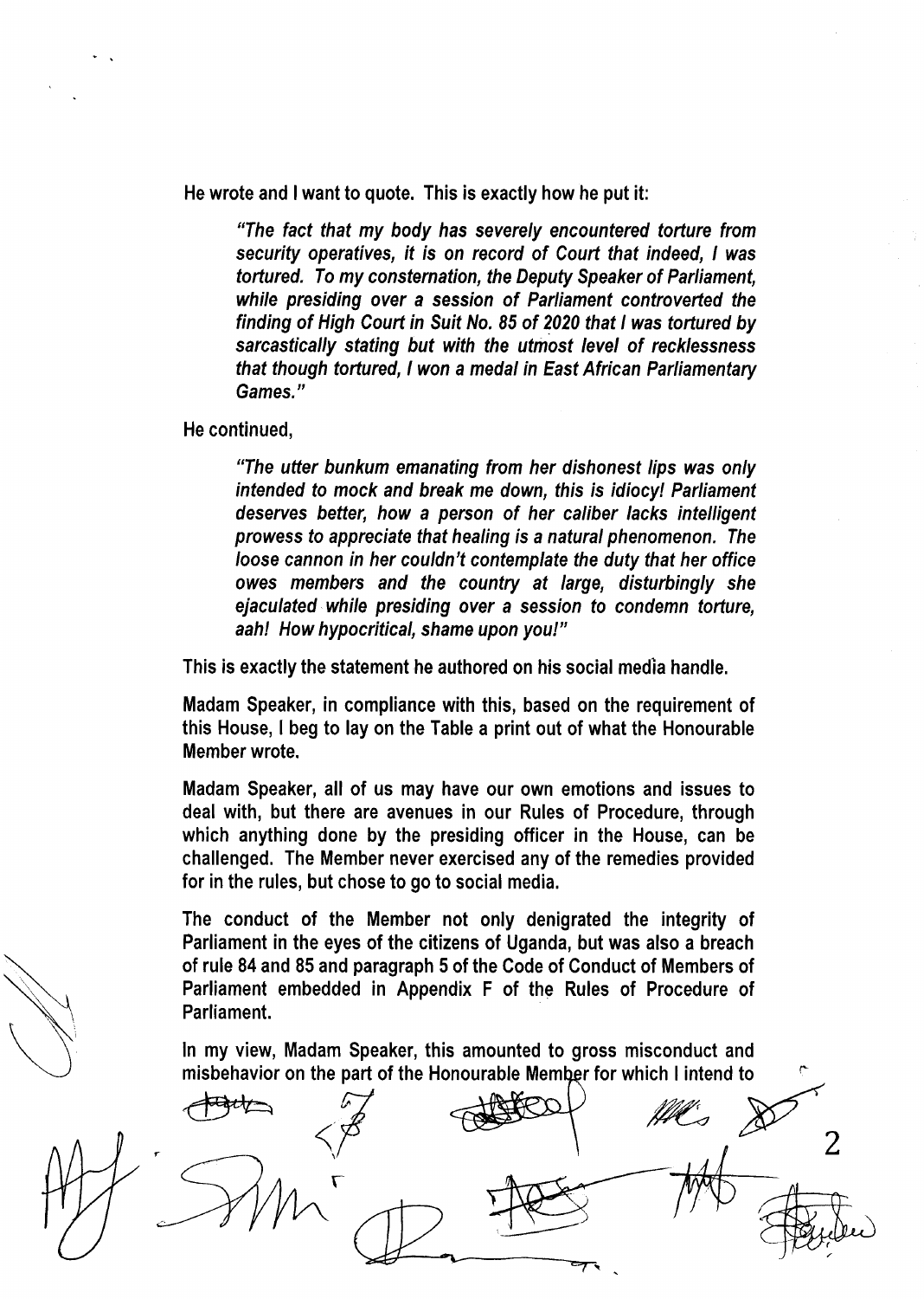He wrote and I want to quote. This is exactly how he put it:

> *"The fact that my body has severely encountered torture from security operatives, it is on record of Court that indeed, I was tortured. To my consternation, the Deputy Speaker of Parliament, while presiding over a session of Parliament controverted the finding of High Court in Suit No. 85 of 2020 that I was tortured by sarcastically stating but with the utmost level of recklessness that though tortured, I won a medal in East African Parliamentary Games."*

He continued,

> *"The utter bunkum emanating from her dishonest lips was only intended to mock and break me down, this is idiocy! Parliament deserves better, how a person of her caliber lacks intelligent prowess to appreciate that healing is a natural phenomenon. The loose cannon in her couldn't contemplate the duty that her office owes members and the country at large, disturbingly she ejaculated while presiding over a session to condemn torture, aah! How hypocritical, shame upon you!"*

This is exactly the statement he authored on his social media handle.

Madam Speaker, in compliance with this, based on the requirement of this House, I beg to lay on the Table a print out of what the Honourable Member wrote.

Madam Speaker, all of us may have our own emotions and issues to deal with, but there are avenues in our Rules of Procedure, through which anything done by the presiding officer in the House, can be challenged. The Member never exercised any of the remedies provided for in the rules, but chose to go to social media.

The conduct of the Member not only denigrated the integrity of Parliament in the eyes of the citizens of Uganda, but was also a breach of rule 84 and 85 and paragraph 5 of the Code of Conduct of Members of Parliament embedded in Appendix F of the Rules of Procedure of Parliament.

In my view, Madam Speaker, this amounted to gross misconduct and misbehavior on the part of the Honourable Member for which I intend to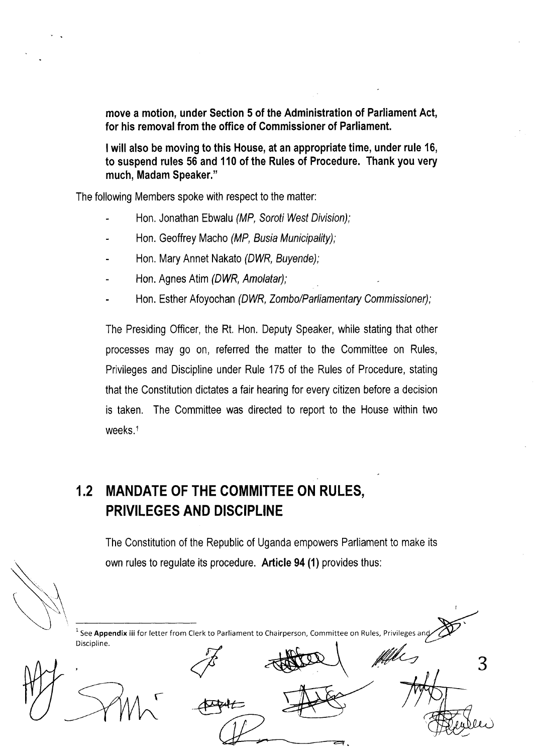**move a motion, under Section 5 of the Administration of Parliament Act, for his removal from the office of Commissioner of Parliament.**

**I will also be moving to this House, at an appropriate time, under rule 16, to suspend rules 56 and 110 of the Rules of Procedure. Thank you very much, Madam Speaker."**

The following Members spoke with respect to the matter:

- Hon. Jonathan Ebwalu *(MP, Soroti West Division);*
- Hon. Geoffrey Macho *(MP, Busia Municipality);*
- Hon. Mary Annet Nakato *(DWR, Buyende);*
- Hon. Agnes Atim *(DWR, Amolatar);*
- Hon. Esther Afoyochan *(DWR, Zombo/Parliamentary Commissioner);*

The Presiding Officer, the Rt. Hon. Deputy Speaker, while stating that other processes may go on, referred the matter to the Committee on Rules, Privileges and Discipline under Rule 175 of the Rules of Procedure, stating that the Constitution dictates a fair hearing for every citizen before a decision is taken. The Committee was directed to report to the House within two weeks.[1]

## 1.2 MANDATE OF THE COMMITTEE ON RULES, PRIVILEGES AND DISCIPLINE

The Constitution of the Republic of Uganda empowers Parliament to make its own rules to regulate its procedure. **Article 94 (1)** provides thus:

---

[1] See **Appendix iii** for letter from Clerk to Parliament to Chairperson, Committee on Rules, Privileges and Discipline.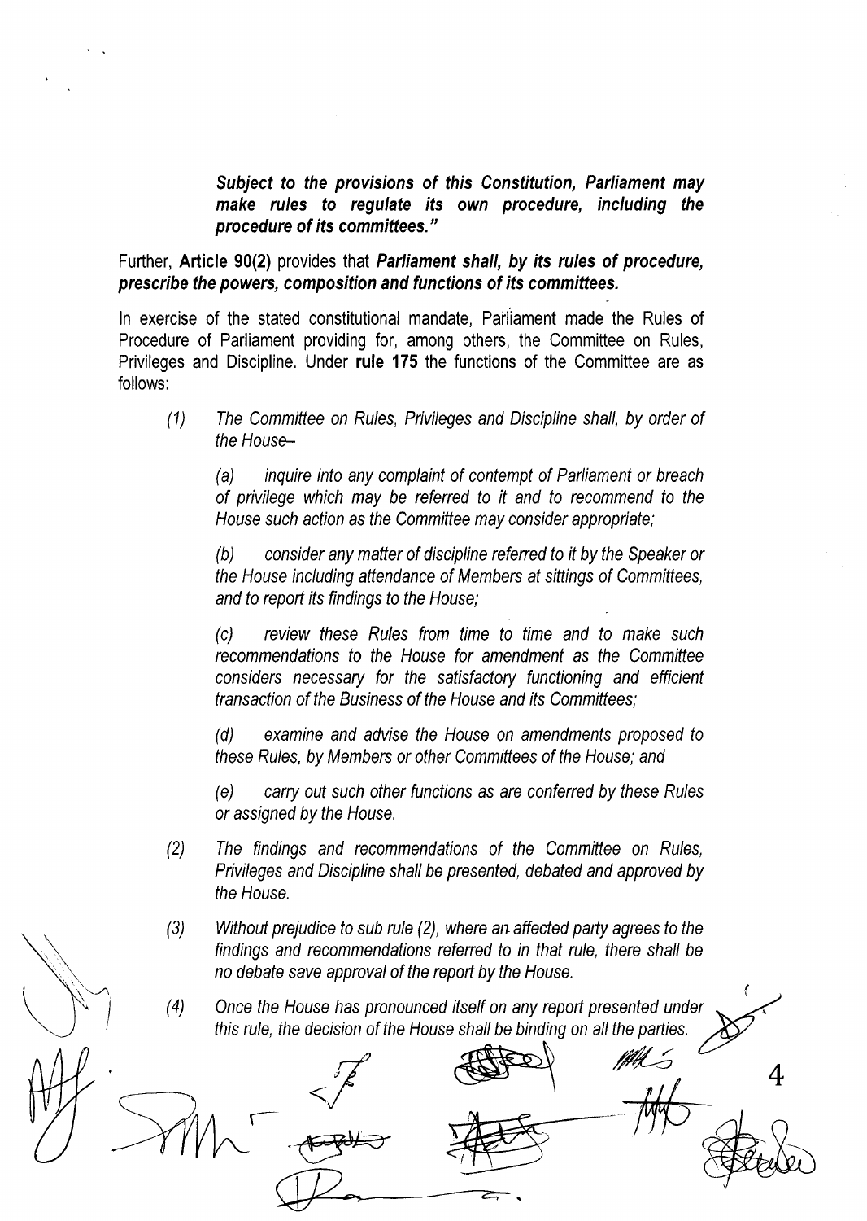***Subject to the provisions of this Constitution, Parliament may make rules to regulate its own procedure, including the procedure of its committees."***

Further, **Article 90(2)** provides that ***Parliament shall, by its rules of procedure, prescribe the powers, composition and functions of its committees.***

In exercise of the stated constitutional mandate, Parliament made the Rules of Procedure of Parliament providing for, among others, the Committee on Rules, Privileges and Discipline. Under **rule 175** the functions of the Committee are as follows:

*(1) The Committee on Rules, Privileges and Discipline shall, by order of the House–*

> *(a) inquire into any complaint of contempt of Parliament or breach of privilege which may be referred to it and to recommend to the House such action as the Committee may consider appropriate;*
>
> *(b) consider any matter of discipline referred to it by the Speaker or the House including attendance of Members at sittings of Committees, and to report its findings to the House;*
>
> *(c) review these Rules from time to time and to make such recommendations to the House for amendment as the Committee considers necessary for the satisfactory functioning and efficient transaction of the Business of the House and its Committees;*
>
> *(d) examine and advise the House on amendments proposed to these Rules, by Members or other Committees of the House; and*
>
> *(e) carry out such other functions as are conferred by these Rules or assigned by the House.*

*(2) The findings and recommendations of the Committee on Rules, Privileges and Discipline shall be presented, debated and approved by the House.*

*(3) Without prejudice to sub rule (2), where an affected party agrees to the findings and recommendations referred to in that rule, there shall be no debate save approval of the report by the House.*

*(4) Once the House has pronounced itself on any report presented under this rule, the decision of the House shall be binding on all the parties.*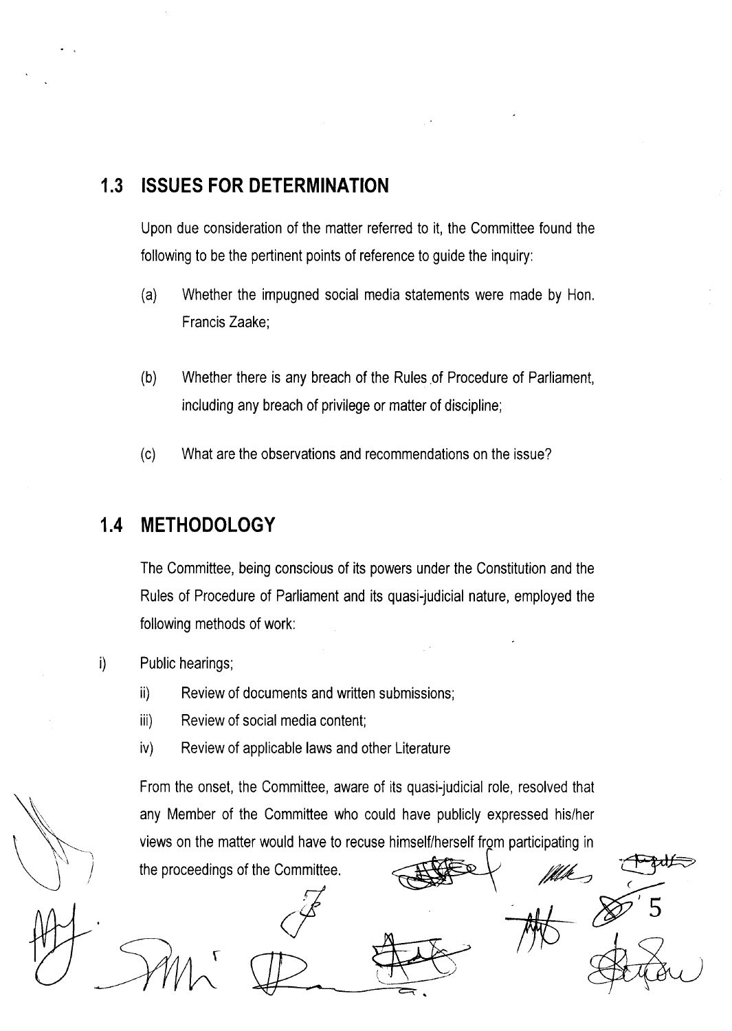## 1.3 ISSUES FOR DETERMINATION

Upon due consideration of the matter referred to it, the Committee found the following to be the pertinent points of reference to guide the inquiry:

(a) Whether the impugned social media statements were made by Hon. Francis Zaake;

(b) Whether there is any breach of the Rules of Procedure of Parliament, including any breach of privilege or matter of discipline;

(c) What are the observations and recommendations on the issue?

## 1.4 METHODOLOGY

The Committee, being conscious of its powers under the Constitution and the Rules of Procedure of Parliament and its quasi-judicial nature, employed the following methods of work:

i) Public hearings;

ii) Review of documents and written submissions;

iii) Review of social media content;

iv) Review of applicable laws and other Literature

From the onset, the Committee, aware of its quasi-judicial role, resolved that any Member of the Committee who could have publicly expressed his/her views on the matter would have to recuse himself/herself from participating in the proceedings of the Committee.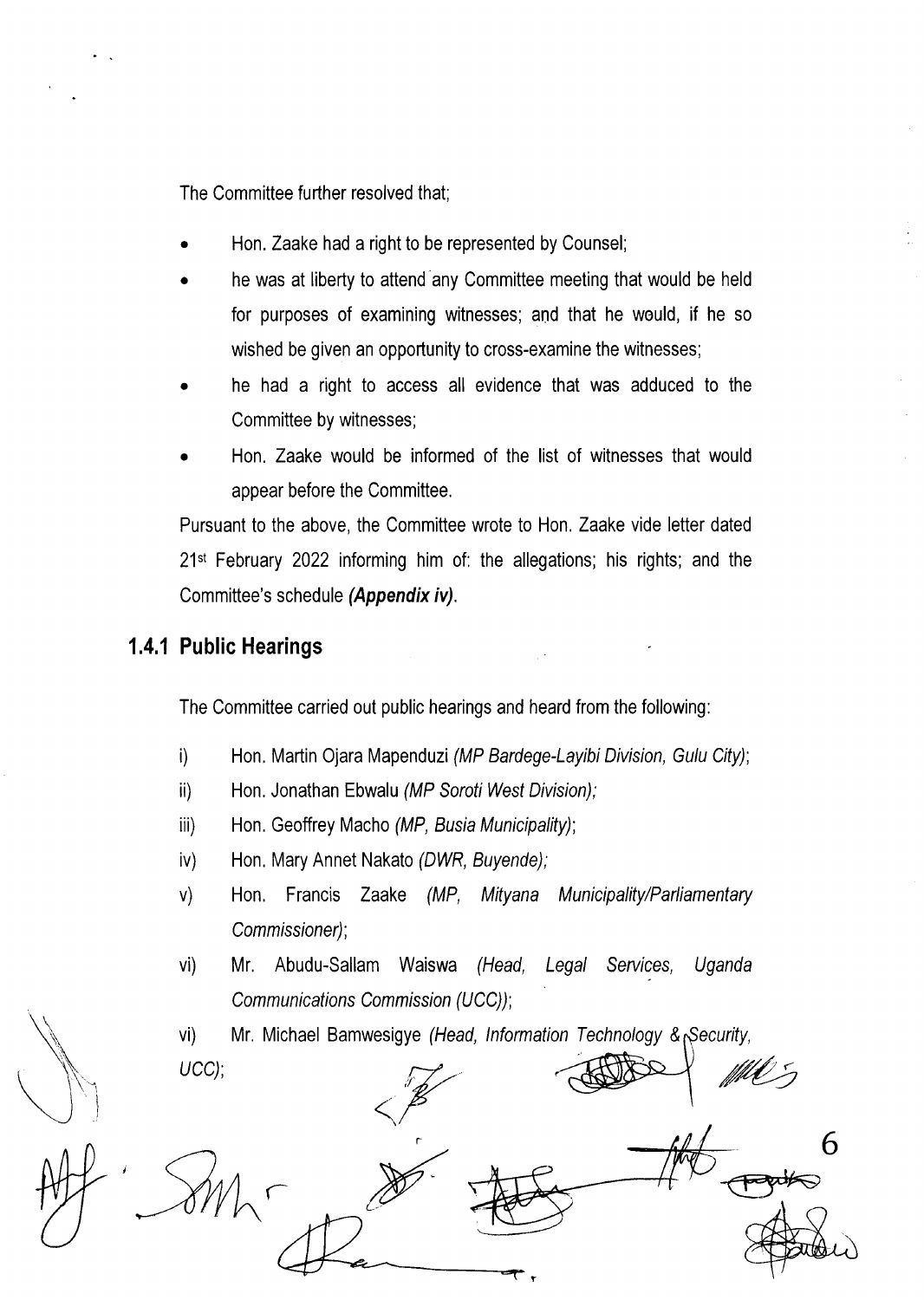The Committee further resolved that;

- Hon. Zaake had a right to be represented by Counsel;
- he was at liberty to attend any Committee meeting that would be held for purposes of examining witnesses; and that he would, if he so wished be given an opportunity to cross-examine the witnesses;
- he had a right to access all evidence that was adduced to the Committee by witnesses;
- Hon. Zaake would be informed of the list of witnesses that would appear before the Committee.

Pursuant to the above, the Committee wrote to Hon. Zaake vide letter dated 21st February 2022 informing him of: the allegations; his rights; and the Committee's schedule ***(Appendix iv)***.

### 1.4.1 Public Hearings

The Committee carried out public hearings and heard from the following:

i) Hon. Martin Ojara Mapenduzi *(MP Bardege-Layibi Division, Gulu City)*;

ii) Hon. Jonathan Ebwalu *(MP Soroti West Division);*

iii) Hon. Geoffrey Macho *(MP, Busia Municipality)*;

iv) Hon. Mary Annet Nakato *(DWR, Buyende);*

v) Hon. Francis Zaake *(MP, Mityana Municipality/Parliamentary Commissioner)*;

vi) Mr. Abudu-Sallam Waiswa *(Head, Legal Services, Uganda Communications Commission (UCC))*;

vi) Mr. Michael Bamwesigye *(Head, Information Technology & Security, UCC)*;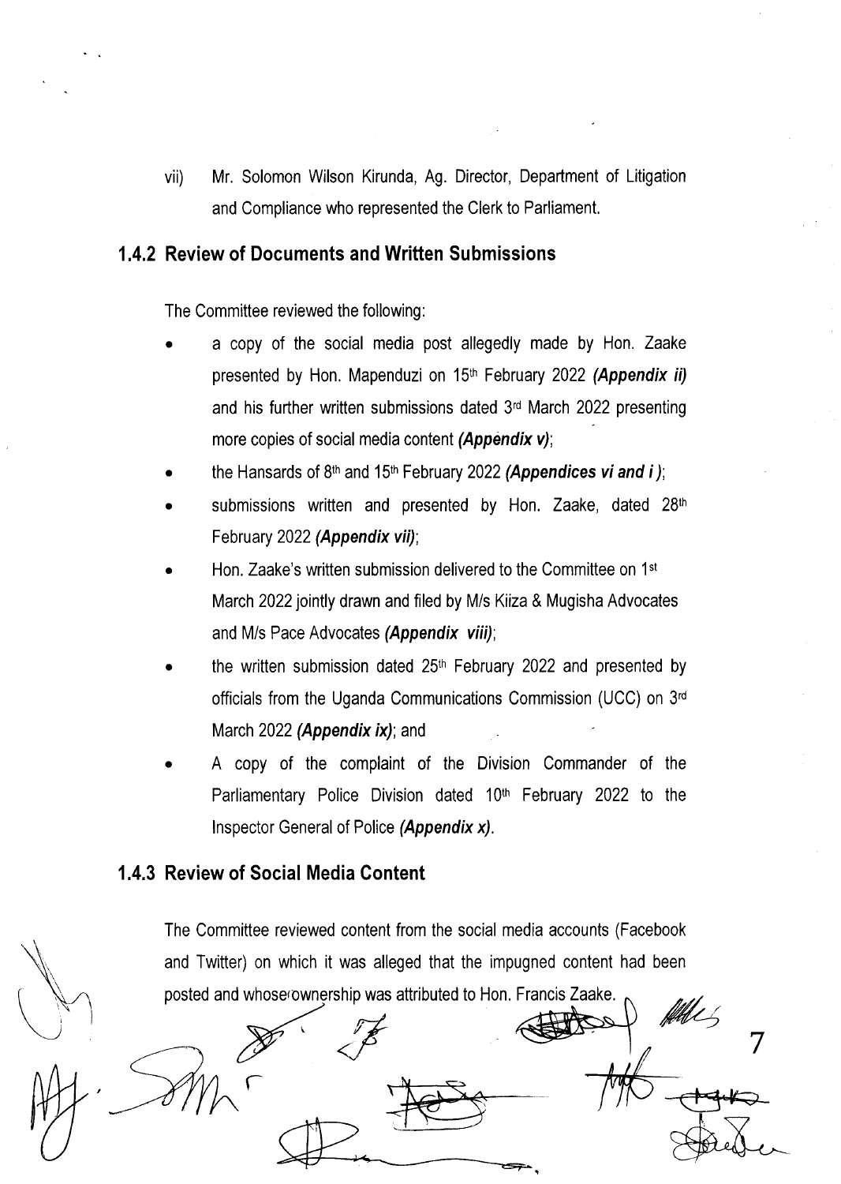vii) Mr. Solomon Wilson Kirunda, Ag. Director, Department of Litigation and Compliance who represented the Clerk to Parliament.

### 1.4.2 Review of Documents and Written Submissions

The Committee reviewed the following:

- a copy of the social media post allegedly made by Hon. Zaake presented by Hon. Mapenduzi on 15th February 2022 ***(Appendix ii)*** and his further written submissions dated 3rd March 2022 presenting more copies of social media content ***(Appendix v)***;
- the Hansards of 8th and 15th February 2022 ***(Appendices vi and i )***;
- submissions written and presented by Hon. Zaake, dated 28th February 2022 ***(Appendix vii)***;
- Hon. Zaake's written submission delivered to the Committee on 1st March 2022 jointly drawn and filed by M/s Kiiza & Mugisha Advocates and M/s Pace Advocates ***(Appendix viii)***;
- the written submission dated 25th February 2022 and presented by officials from the Uganda Communications Commission (UCC) on 3rd March 2022 ***(Appendix ix)***; and
- A copy of the complaint of the Division Commander of the Parliamentary Police Division dated 10th February 2022 to the Inspector General of Police ***(Appendix x)***.

### 1.4.3 Review of Social Media Content

The Committee reviewed content from the social media accounts (Facebook and Twitter) on which it was alleged that the impugned content had been posted and whose ownership was attributed to Hon. Francis Zaake.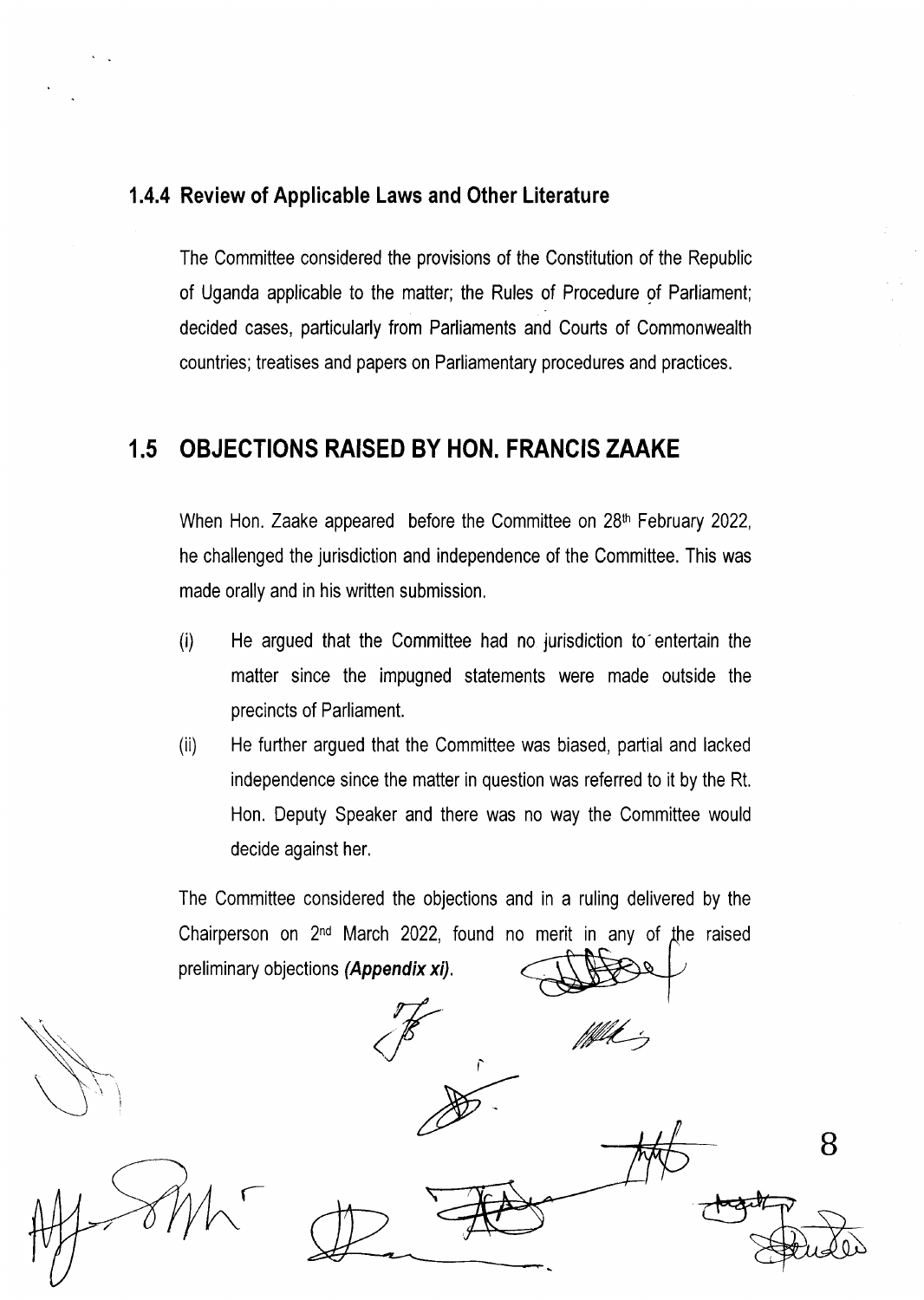### 1.4.4 Review of Applicable Laws and Other Literature

The Committee considered the provisions of the Constitution of the Republic of Uganda applicable to the matter; the Rules of Procedure of Parliament; decided cases, particularly from Parliaments and Courts of Commonwealth countries; treatises and papers on Parliamentary procedures and practices.

## 1.5 OBJECTIONS RAISED BY HON. FRANCIS ZAAKE

When Hon. Zaake appeared before the Committee on 28th February 2022, he challenged the jurisdiction and independence of the Committee. This was made orally and in his written submission.

(i) He argued that the Committee had no jurisdiction to entertain the matter since the impugned statements were made outside the precincts of Parliament.

(ii) He further argued that the Committee was biased, partial and lacked independence since the matter in question was referred to it by the Rt. Hon. Deputy Speaker and there was no way the Committee would decide against her.

The Committee considered the objections and in a ruling delivered by the Chairperson on 2nd March 2022, found no merit in any of the raised preliminary objections ***(Appendix xi)***.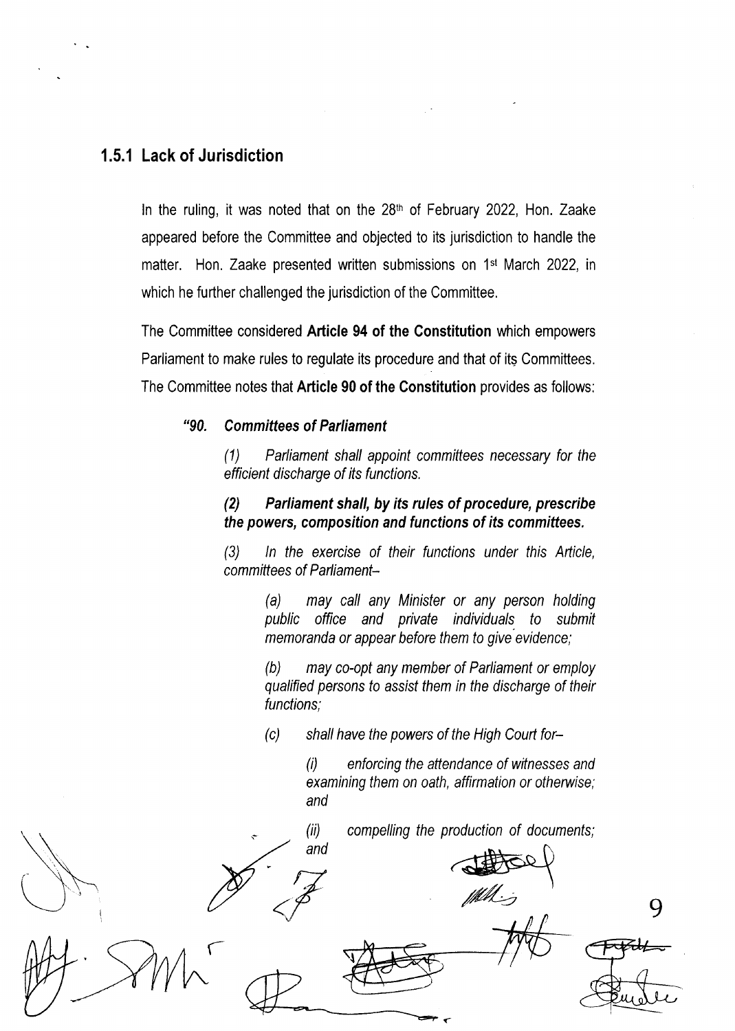### 1.5.1 Lack of Jurisdiction

In the ruling, it was noted that on the 28th of February 2022, Hon. Zaake appeared before the Committee and objected to its jurisdiction to handle the matter. Hon. Zaake presented written submissions on 1st March 2022, in which he further challenged the jurisdiction of the Committee.

The Committee considered **Article 94 of the Constitution** which empowers Parliament to make rules to regulate its procedure and that of its Committees. The Committee notes that **Article 90 of the Constitution** provides as follows:

> ***"90. Committees of Parliament***
>
> *(1) Parliament shall appoint committees necessary for the efficient discharge of its functions.*
>
> ***(2) Parliament shall, by its rules of procedure, prescribe the powers, composition and functions of its committees.***
>
> *(3) In the exercise of their functions under this Article, committees of Parliament–*
>
> > *(a) may call any Minister or any person holding public office and private individuals to submit memoranda or appear before them to give evidence;*
> >
> > *(b) may co-opt any member of Parliament or employ qualified persons to assist them in the discharge of their functions;*
> >
> > *(c) shall have the powers of the High Court for–*
> >
> > > *(i) enforcing the attendance of witnesses and examining them on oath, affirmation or otherwise; and*
> > >
> > > *(ii) compelling the production of documents; and*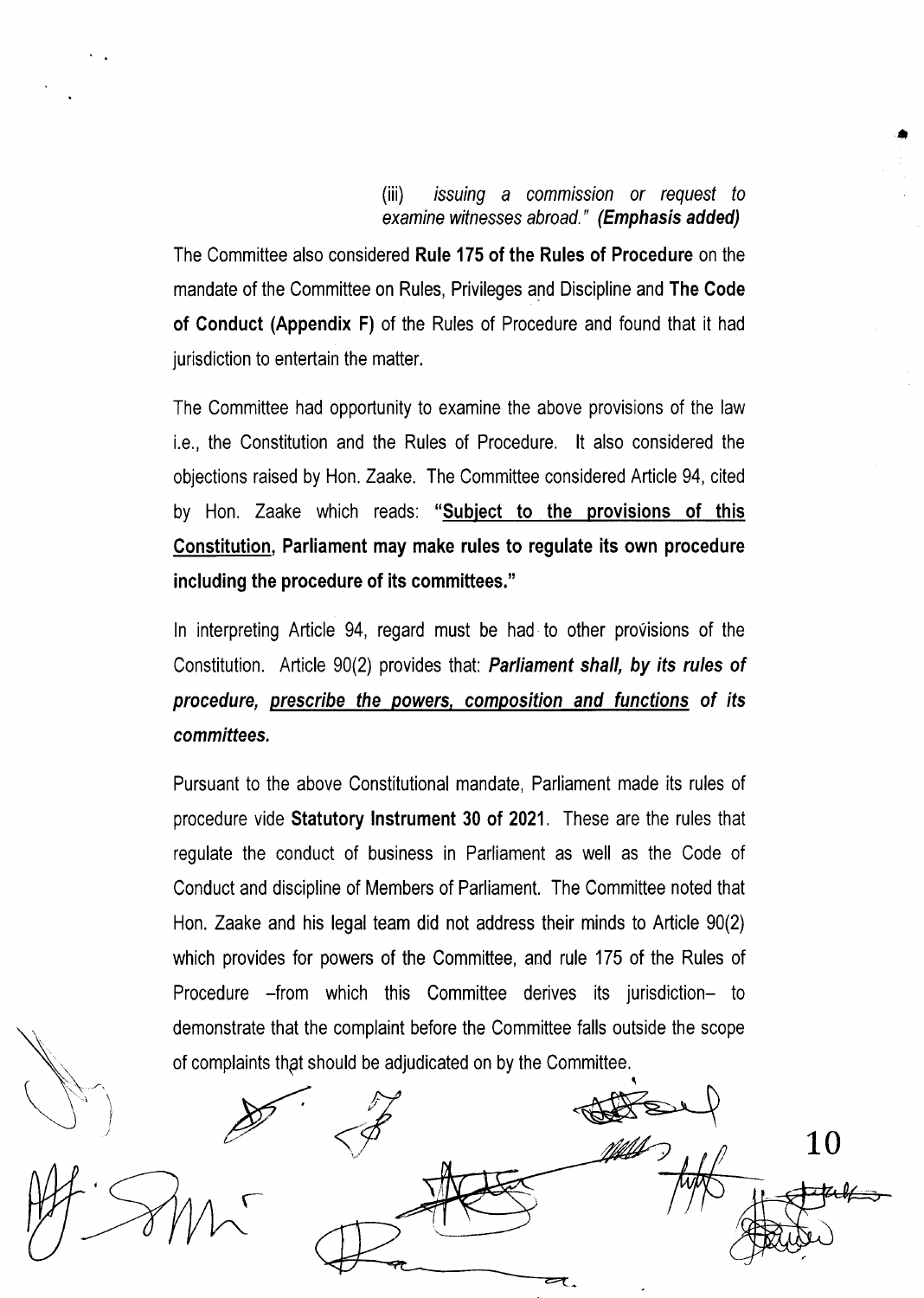> (iii) *issuing a commission or request to examine witnesses abroad." **(Emphasis added)***

The Committee also considered **Rule 175 of the Rules of Procedure** on the mandate of the Committee on Rules, Privileges and Discipline and **The Code of Conduct (Appendix F)** of the Rules of Procedure and found that it had jurisdiction to entertain the matter.

The Committee had opportunity to examine the above provisions of the law i.e., the Constitution and the Rules of Procedure. It also considered the objections raised by Hon. Zaake. The Committee considered Article 94, cited by Hon. Zaake which reads: **"Subject to the provisions of this Constitution, Parliament may make rules to regulate its own procedure including the procedure of its committees."**

In interpreting Article 94, regard must be had to other provisions of the Constitution. Article 90(2) provides that: ***Parliament shall, by its rules of procedure, prescribe the powers, composition and functions of its committees.***

Pursuant to the above Constitutional mandate, Parliament made its rules of procedure vide **Statutory Instrument 30 of 2021**. These are the rules that regulate the conduct of business in Parliament as well as the Code of Conduct and discipline of Members of Parliament. The Committee noted that Hon. Zaake and his legal team did not address their minds to Article 90(2) which provides for powers of the Committee, and rule 175 of the Rules of Procedure –from which this Committee derives its jurisdiction– to demonstrate that the complaint before the Committee falls outside the scope of complaints that should be adjudicated on by the Committee.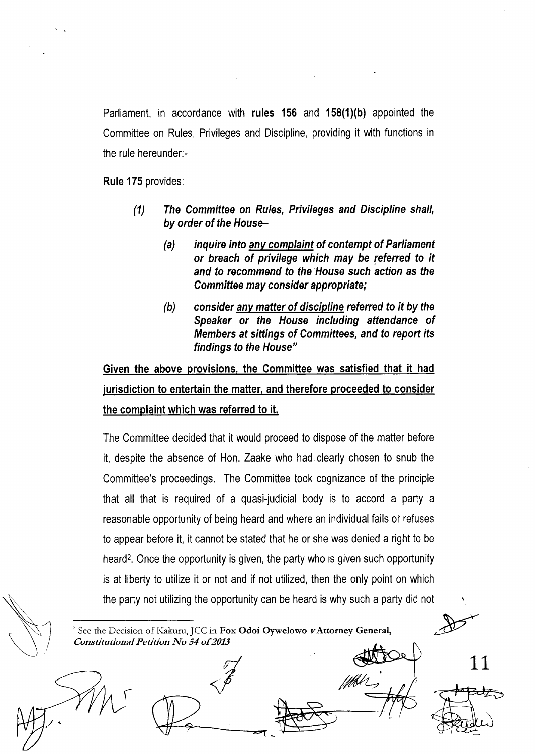Parliament, in accordance with **rules 156** and **158(1)(b)** appointed the Committee on Rules, Privileges and Discipline, providing it with functions in the rule hereunder:-

**Rule 175** provides:

> ***(1) The Committee on Rules, Privileges and Discipline shall, by order of the House–***
>
> ***(a) inquire into <u>any complaint</u> of contempt of Parliament or breach of privilege which may be referred to it and to recommend to the House such action as the Committee may consider appropriate;***
>
> ***(b) consider <u>any matter of discipline</u> referred to it by the Speaker or the House including attendance of Members at sittings of Committees, and to report its findings to the House"***

**<u>Given the above provisions, the Committee was satisfied that it had jurisdiction to entertain the matter, and therefore proceeded to consider the complaint which was referred to it.</u>**

The Committee decided that it would proceed to dispose of the matter before it, despite the absence of Hon. Zaake who had clearly chosen to snub the Committee's proceedings. The Committee took cognizance of the principle that all that is required of a quasi-judicial body is to accord a party a reasonable opportunity of being heard and where an individual fails or refuses to appear before it, it cannot be stated that he or she was denied a right to be heard[2]. Once the opportunity is given, the party who is given such opportunity is at liberty to utilize it or not and if not utilized, then the only point on which the party not utilizing the opportunity can be heard is why such a party did not

---

[2] See the Decision of Kakuru, JCC in **Fox Odoi Oywelowo v Attorney General,** ***Constitutional Petition No 54 of 2013***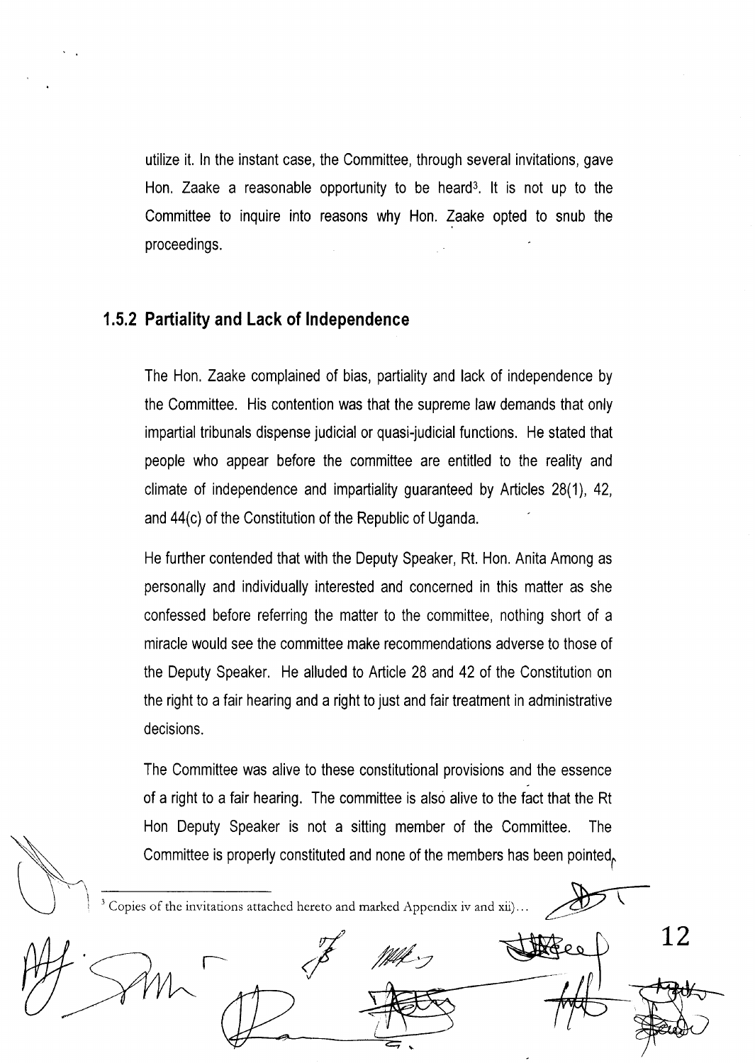utilize it. In the instant case, the Committee, through several invitations, gave Hon. Zaake a reasonable opportunity to be heard[3]. It is not up to the Committee to inquire into reasons why Hon. Zaake opted to snub the proceedings.

### 1.5.2 Partiality and Lack of Independence

The Hon. Zaake complained of bias, partiality and lack of independence by the Committee. His contention was that the supreme law demands that only impartial tribunals dispense judicial or quasi-judicial functions. He stated that people who appear before the committee are entitled to the reality and climate of independence and impartiality guaranteed by Articles 28(1), 42, and 44(c) of the Constitution of the Republic of Uganda.

He further contended that with the Deputy Speaker, Rt. Hon. Anita Among as personally and individually interested and concerned in this matter as she confessed before referring the matter to the committee, nothing short of a miracle would see the committee make recommendations adverse to those of the Deputy Speaker. He alluded to Article 28 and 42 of the Constitution on the right to a fair hearing and a right to just and fair treatment in administrative decisions.

The Committee was alive to these constitutional provisions and the essence of a right to a fair hearing. The committee is also alive to the fact that the Rt Hon Deputy Speaker is not a sitting member of the Committee. The Committee is properly constituted and none of the members has been pointed

[3] Copies of the invitations attached hereto and marked Appendix iv and xii)...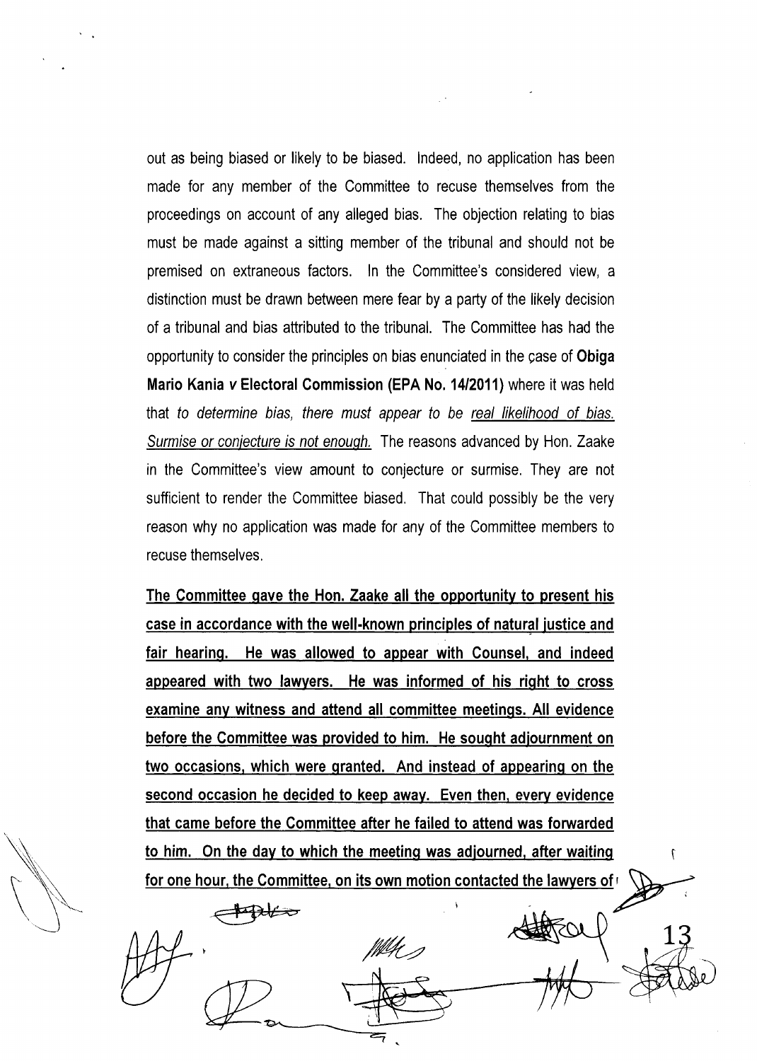out as being biased or likely to be biased. Indeed, no application has been made for any member of the Committee to recuse themselves from the proceedings on account of any alleged bias. The objection relating to bias must be made against a sitting member of the tribunal and should not be premised on extraneous factors. In the Committee's considered view, a distinction must be drawn between mere fear by a party of the likely decision of a tribunal and bias attributed to the tribunal. The Committee has had the opportunity to consider the principles on bias enunciated in the case of **Obiga Mario Kania v Electoral Commission (EPA No. 14/2011)** where it was held that *to determine bias, there must appear to be real likelihood of bias. Surmise or conjecture is not enough.* The reasons advanced by Hon. Zaake in the Committee's view amount to conjecture or surmise. They are not sufficient to render the Committee biased. That could possibly be the very reason why no application was made for any of the Committee members to recuse themselves.

**The Committee gave the Hon. Zaake all the opportunity to present his case in accordance with the well-known principles of natural justice and fair hearing. He was allowed to appear with Counsel, and indeed appeared with two lawyers. He was informed of his right to cross examine any witness and attend all committee meetings. All evidence before the Committee was provided to him. He sought adjournment on two occasions, which were granted. And instead of appearing on the second occasion he decided to keep away. Even then, every evidence that came before the Committee after he failed to attend was forwarded to him. On the day to which the meeting was adjourned, after waiting for one hour, the Committee, on its own motion contacted the lawyers of**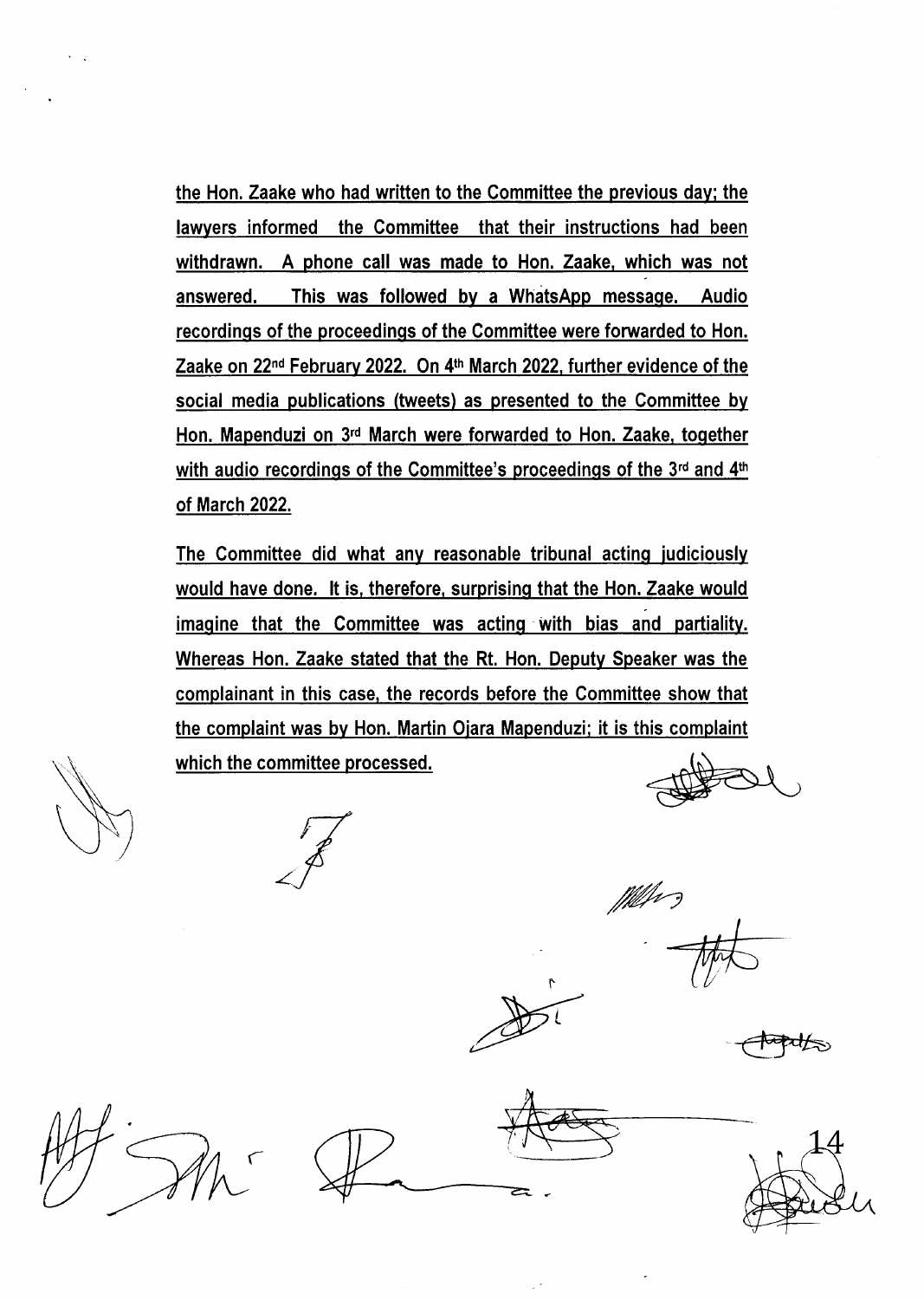the Hon. Zaake who had written to the Committee the previous day; the lawyers informed the Committee that their instructions had been withdrawn. A phone call was made to Hon. Zaake, which was not answered. This was followed by a WhatsApp message. Audio recordings of the proceedings of the Committee were forwarded to Hon. Zaake on 22nd February 2022. On 4th March 2022, further evidence of the social media publications (tweets) as presented to the Committee by Hon. Mapenduzi on 3rd March were forwarded to Hon. Zaake, together with audio recordings of the Committee's proceedings of the 3rd and 4th of March 2022.

The Committee did what any reasonable tribunal acting judiciously would have done. It is, therefore, surprising that the Hon. Zaake would imagine that the Committee was acting with bias and partiality. Whereas Hon. Zaake stated that the Rt. Hon. Deputy Speaker was the complainant in this case, the records before the Committee show that the complaint was by Hon. Martin Ojara Mapenduzi; it is this complaint which the committee processed.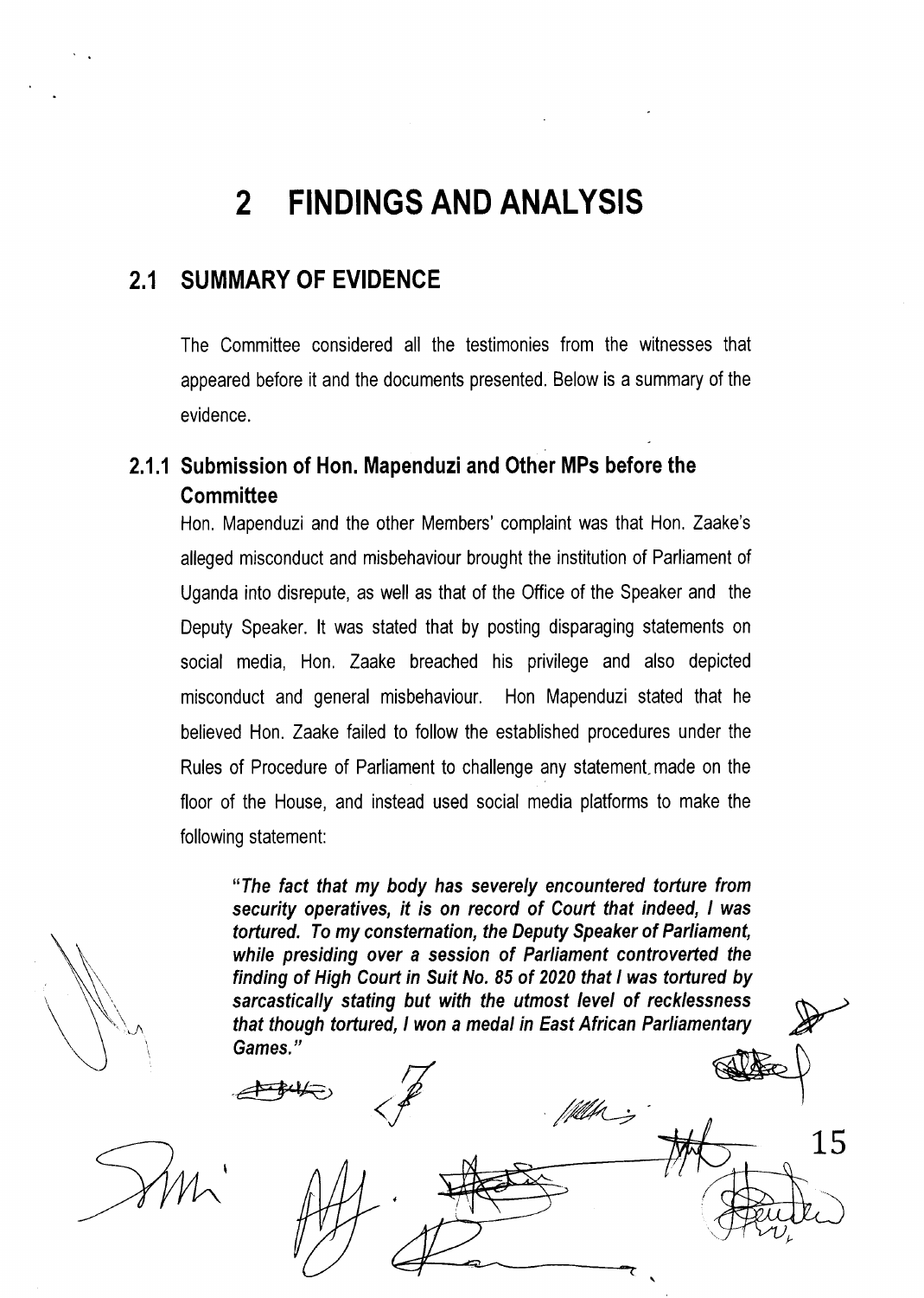# 2 FINDINGS AND ANALYSIS

## 2.1 SUMMARY OF EVIDENCE

The Committee considered all the testimonies from the witnesses that appeared before it and the documents presented. Below is a summary of the evidence.

### 2.1.1 Submission of Hon. Mapenduzi and Other MPs before the Committee

Hon. Mapenduzi and the other Members' complaint was that Hon. Zaake's alleged misconduct and misbehaviour brought the institution of Parliament of Uganda into disrepute, as well as that of the Office of the Speaker and the Deputy Speaker. It was stated that by posting disparaging statements on social media, Hon. Zaake breached his privilege and also depicted misconduct and general misbehaviour. Hon Mapenduzi stated that he believed Hon. Zaake failed to follow the established procedures under the Rules of Procedure of Parliament to challenge any statement made on the floor of the House, and instead used social media platforms to make the following statement:

> ***"The fact that my body has severely encountered torture from security operatives, it is on record of Court that indeed, I was tortured. To my consternation, the Deputy Speaker of Parliament, while presiding over a session of Parliament controverted the finding of High Court in Suit No. 85 of 2020 that I was tortured by sarcastically stating but with the utmost level of recklessness that though tortured, I won a medal in East African Parliamentary Games."***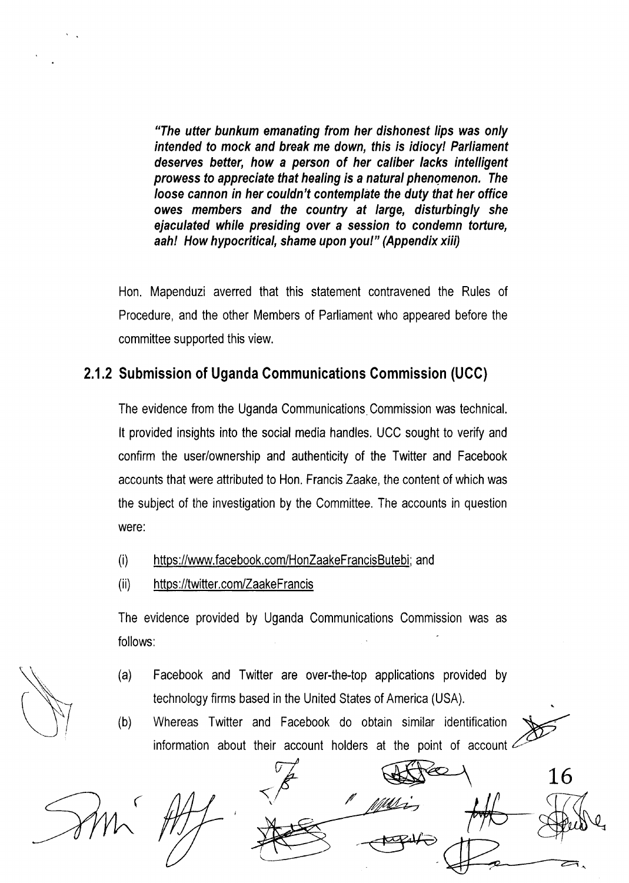***"The utter bunkum emanating from her dishonest lips was only intended to mock and break me down, this is idiocy! Parliament deserves better, how a person of her caliber lacks intelligent prowess to appreciate that healing is a natural phenomenon. The loose cannon in her couldn't contemplate the duty that her office owes members and the country at large, disturbingly she ejaculated while presiding over a session to condemn torture, aah! How hypocritical, shame upon you!" (Appendix xiii)***

Hon. Mapenduzi averred that this statement contravened the Rules of Procedure, and the other Members of Parliament who appeared before the committee supported this view.

### 2.1.2 Submission of Uganda Communications Commission (UCC)

The evidence from the Uganda Communications Commission was technical. It provided insights into the social media handles. UCC sought to verify and confirm the user/ownership and authenticity of the Twitter and Facebook accounts that were attributed to Hon. Francis Zaake, the content of which was the subject of the investigation by the Committee. The accounts in question were:

(i) https://www.facebook.com/HonZaakeFrancisButebi; and

(ii) https://twitter.com/ZaakeFrancis

The evidence provided by Uganda Communications Commission was as follows:

(a) Facebook and Twitter are over-the-top applications provided by technology firms based in the United States of America (USA).

(b) Whereas Twitter and Facebook do obtain similar identification information about their account holders at the point of account